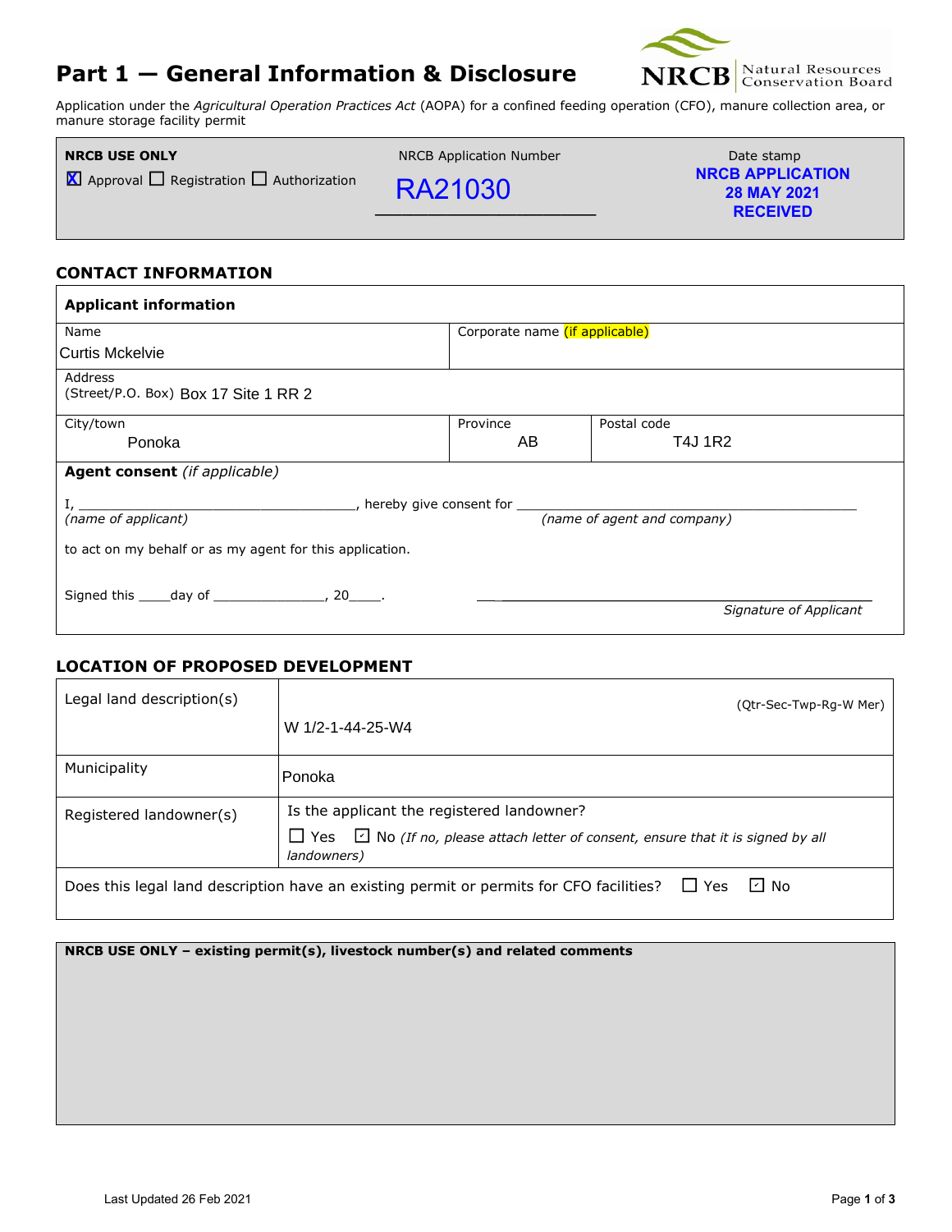# Part 1 — General Information & Disclosure

NRCB Natural Resources Conservation Board

Application under the *Agricultural Operation Practices Act* (AOPA) for a confined feeding operation (CFO), manure collection area, or manure storage facility permit

| NRCB USE ONLY | NRCB Application Number | Date stamp |
|---|---|---|
| ☒ Approval ☐ Registration ☐ Authorization | RA21030 | NRCB APPLICATION 28 MAY 2021 RECEIVED |

## CONTACT INFORMATION

**Applicant information**

| Name | Corporate name (if applicable) | |
|---|---|---|
| Curtis Mckelvie | | |
| **Address** (Street/P.O. Box) Box 17 Site 1 RR 2 | | |
| **City/town** Ponoka | **Province** AB | **Postal code** T4J 1R2 |

**Agent consent** *(if applicable)*

I, ______________________, hereby give consent for ______________________
*(name of applicant)* *(name of agent and company)*

to act on my behalf or as my agent for this application.

Signed this ____day of ______________, 20____. ______________________
*Signature of Applicant*

## LOCATION OF PROPOSED DEVELOPMENT

| | |
|---|---|
| Legal land description(s) | (Qtr-Sec-Twp-Rg-W Mer) W 1/2-1-44-25-W4 |
| Municipality | Ponoka |
| Registered landowner(s) | Is the applicant the registered landowner? ☐ Yes ☑ No *(If no, please attach letter of consent, ensure that it is signed by all landowners)* |

Does this legal land description have an existing permit or permits for CFO facilities? ☐ Yes ☑ No

**NRCB USE ONLY – existing permit(s), livestock number(s) and related comments**

Last Updated 26 Feb 2021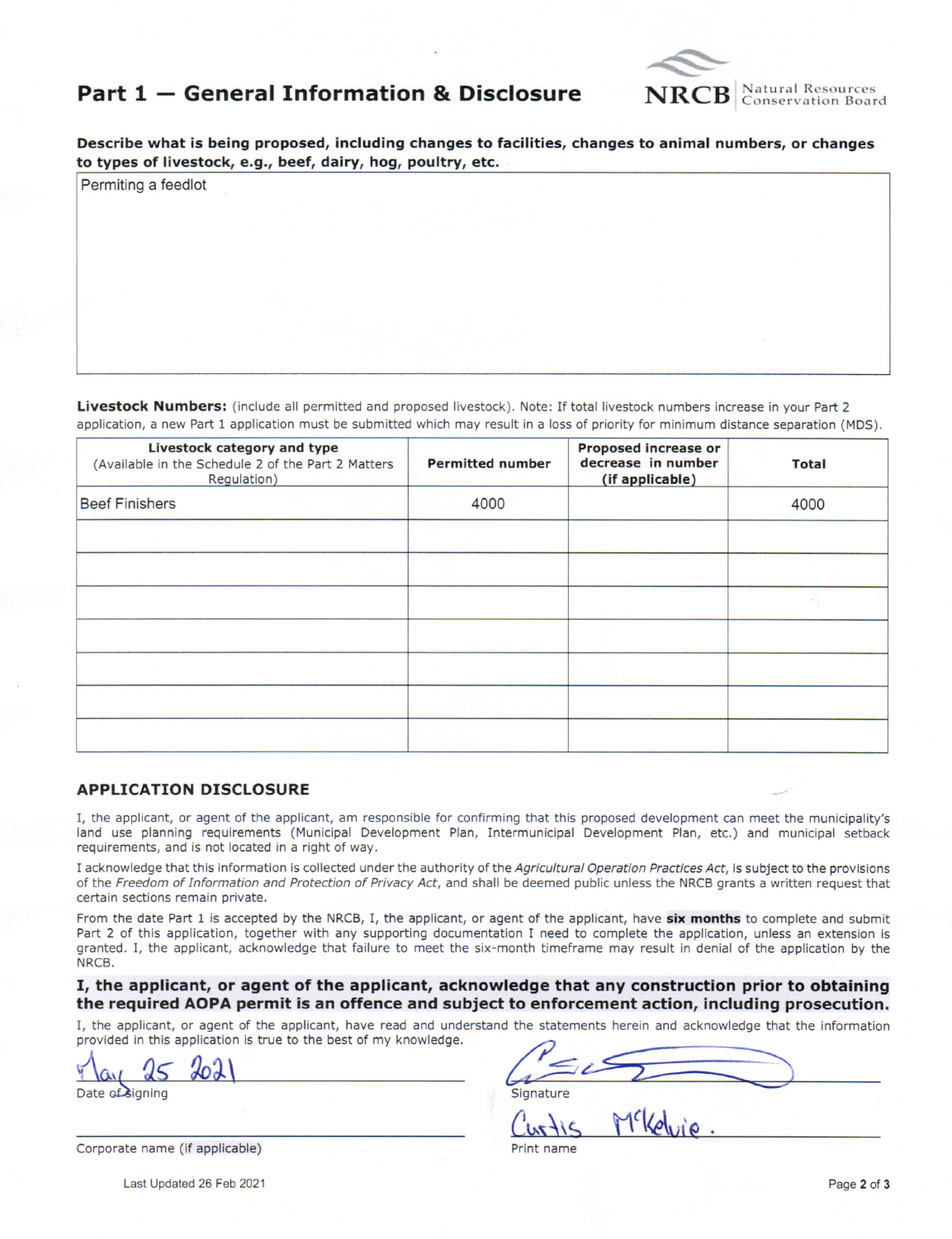## Part 1 — General Information & Disclosure

NRCB | Natural Resources Conservation Board

**Describe what is being proposed, including changes to facilities, changes to animal numbers, or changes to types of livestock, e.g., beef, dairy, hog, poultry, etc.**

Permiting a feedlot

**Livestock Numbers:** (include all permitted and proposed livestock). Note: If total livestock numbers increase in your Part 2 application, a new Part 1 application must be submitted which may result in a loss of priority for minimum distance separation (MDS).

| Livestock category and type (Available in the Schedule 2 of the Part 2 Matters Regulation) | Permitted number | Proposed increase or decrease in number (if applicable) | Total |
|---|---|---|---|
| Beef Finishers | 4000 | | 4000 |
| | | | |
| | | | |
| | | | |
| | | | |
| | | | |
| | | | |
| | | | |

### APPLICATION DISCLOSURE

I, the applicant, or agent of the applicant, am responsible for confirming that this proposed development can meet the municipality's land use planning requirements (Municipal Development Plan, Intermunicipal Development Plan, etc.) and municipal setback requirements, and is not located in a right of way.

I acknowledge that this information is collected under the authority of the *Agricultural Operation Practices Act*, is subject to the provisions of the *Freedom of Information and Protection of Privacy Act*, and shall be deemed public unless the NRCB grants a written request that certain sections remain private.

From the date Part 1 is accepted by the NRCB, I, the applicant, or agent of the applicant, have **six months** to complete and submit Part 2 of this application, together with any supporting documentation I need to complete the application, unless an extension is granted. I, the applicant, acknowledge that failure to meet the six-month timeframe may result in denial of the application by the NRCB.

**I, the applicant, or agent of the applicant, acknowledge that any construction prior to obtaining the required AOPA permit is an offence and subject to enforcement action, including prosecution.**

I, the applicant, or agent of the applicant, have read and understand the statements herein and acknowledge that the information provided in this application is true to the best of my knowledge.

May 25 2021
Date of signing

[Signature]
Signature

Corporate name (if applicable)

Curtis McKelvie.
Print name

Last Updated 26 Feb 2021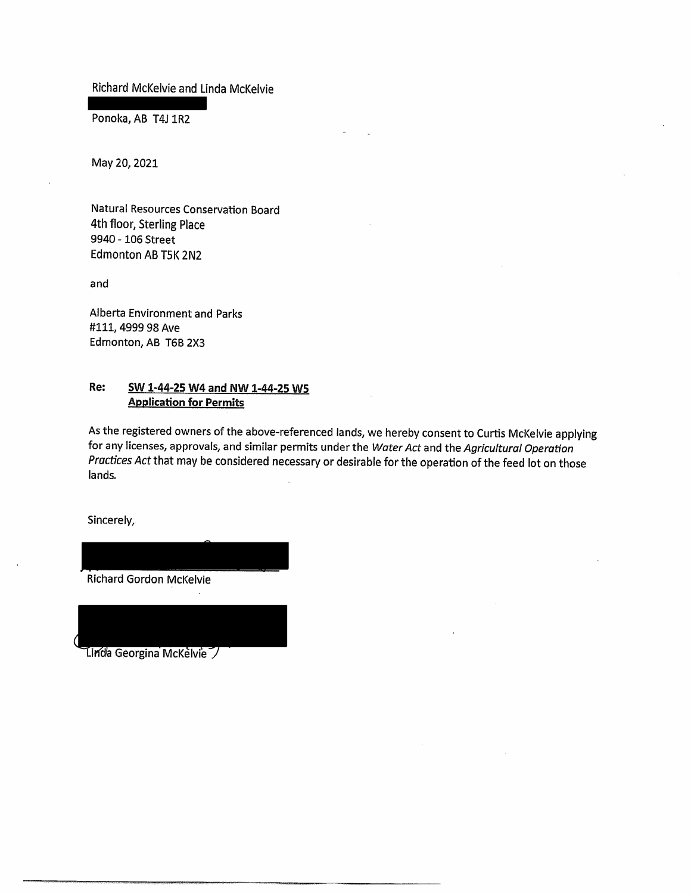Richard McKelvie and Linda McKelvie

Ponoka, AB T4J 1R2

May 20, 2021

Natural Resources Conservation Board
4th floor, Sterling Place
9940 - 106 Street
Edmonton AB T5K 2N2

and

Alberta Environment and Parks
#111, 4999 98 Ave
Edmonton, AB T6B 2X3

**Re: <u>SW 1-44-25 W4 and NW 1-44-25 W5</u>**
**<u>Application for Permits</u>**

As the registered owners of the above-referenced lands, we hereby consent to Curtis McKelvie applying for any licenses, approvals, and similar permits under the *Water Act* and the *Agricultural Operation Practices Act* that may be considered necessary or desirable for the operation of the feed lot on those lands.

Sincerely,

Richard Gordon McKelvie

Linda Georgina McKelvie